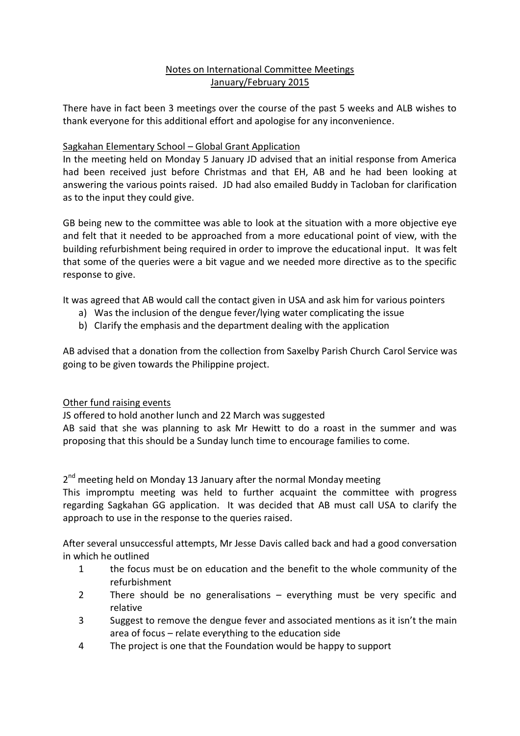# Notes on International Committee Meetings
## January/February 2015

There have in fact been 3 meetings over the course of the past 5 weeks and ALB wishes to thank everyone for this additional effort and apologise for any inconvenience.

### Sagkahan Elementary School – Global Grant Application

In the meeting held on Monday 5 January JD advised that an initial response from America had been received just before Christmas and that EH, AB and he had been looking at answering the various points raised. JD had also emailed Buddy in Tacloban for clarification as to the input they could give.

GB being new to the committee was able to look at the situation with a more objective eye and felt that it needed to be approached from a more educational point of view, with the building refurbishment being required in order to improve the educational input. It was felt that some of the queries were a bit vague and we needed more directive as to the specific response to give.

It was agreed that AB would call the contact given in USA and ask him for various pointers

a) Was the inclusion of the dengue fever/lying water complicating the issue
b) Clarify the emphasis and the department dealing with the application

AB advised that a donation from the collection from Saxelby Parish Church Carol Service was going to be given towards the Philippine project.

### Other fund raising events

JS offered to hold another lunch and 22 March was suggested

AB said that she was planning to ask Mr Hewitt to do a roast in the summer and was proposing that this should be a Sunday lunch time to encourage families to come.

2nd meeting held on Monday 13 January after the normal Monday meeting

This impromptu meeting was held to further acquaint the committee with progress regarding Sagkahan GG application. It was decided that AB must call USA to clarify the approach to use in the response to the queries raised.

After several unsuccessful attempts, Mr Jesse Davis called back and had a good conversation in which he outlined

1. the focus must be on education and the benefit to the whole community of the refurbishment
2. There should be no generalisations – everything must be very specific and relative
3. Suggest to remove the dengue fever and associated mentions as it isn't the main area of focus – relate everything to the education side
4. The project is one that the Foundation would be happy to support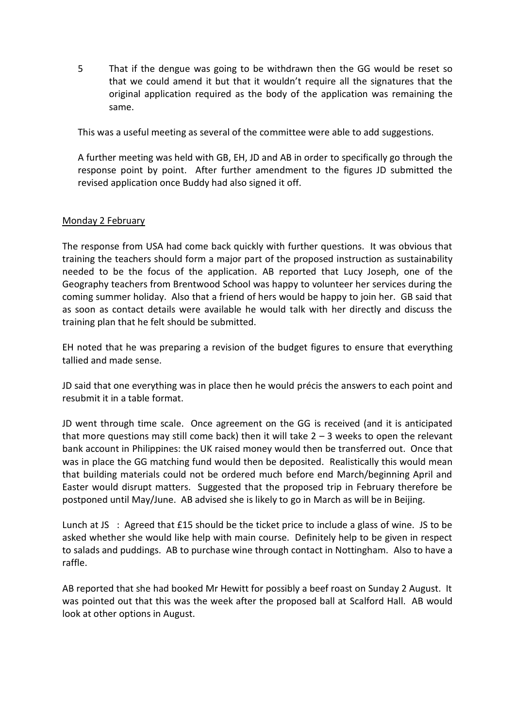5 That if the dengue was going to be withdrawn then the GG would be reset so that we could amend it but that it wouldn't require all the signatures that the original application required as the body of the application was remaining the same.

This was a useful meeting as several of the committee were able to add suggestions.

A further meeting was held with GB, EH, JD and AB in order to specifically go through the response point by point. After further amendment to the figures JD submitted the revised application once Buddy had also signed it off.

Monday 2 February

The response from USA had come back quickly with further questions. It was obvious that training the teachers should form a major part of the proposed instruction as sustainability needed to be the focus of the application. AB reported that Lucy Joseph, one of the Geography teachers from Brentwood School was happy to volunteer her services during the coming summer holiday. Also that a friend of hers would be happy to join her. GB said that as soon as contact details were available he would talk with her directly and discuss the training plan that he felt should be submitted.

EH noted that he was preparing a revision of the budget figures to ensure that everything tallied and made sense.

JD said that one everything was in place then he would précis the answers to each point and resubmit it in a table format.

JD went through time scale. Once agreement on the GG is received (and it is anticipated that more questions may still come back) then it will take 2 – 3 weeks to open the relevant bank account in Philippines: the UK raised money would then be transferred out. Once that was in place the GG matching fund would then be deposited. Realistically this would mean that building materials could not be ordered much before end March/beginning April and Easter would disrupt matters. Suggested that the proposed trip in February therefore be postponed until May/June. AB advised she is likely to go in March as will be in Beijing.

Lunch at JS : Agreed that £15 should be the ticket price to include a glass of wine. JS to be asked whether she would like help with main course. Definitely help to be given in respect to salads and puddings. AB to purchase wine through contact in Nottingham. Also to have a raffle.

AB reported that she had booked Mr Hewitt for possibly a beef roast on Sunday 2 August. It was pointed out that this was the week after the proposed ball at Scalford Hall. AB would look at other options in August.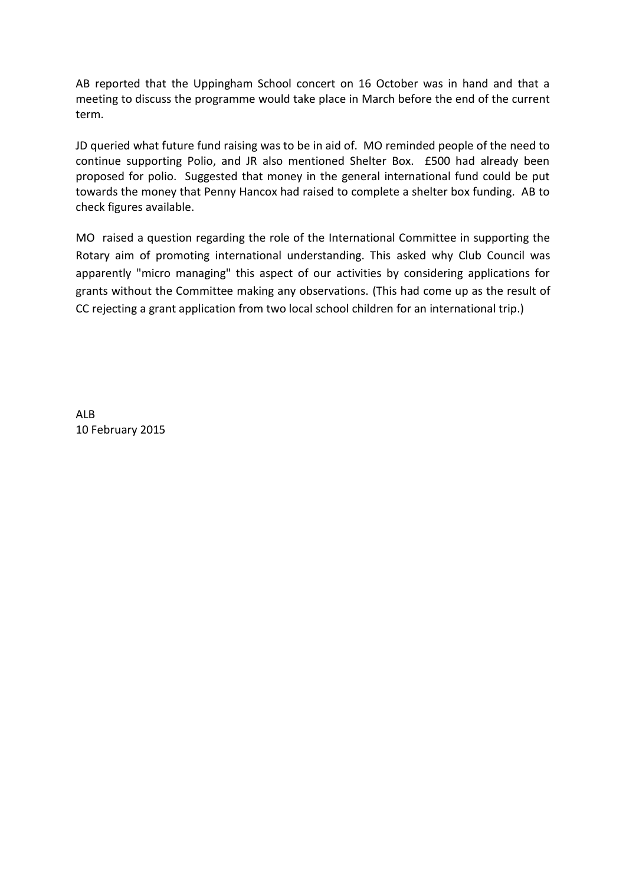AB reported that the Uppingham School concert on 16 October was in hand and that a meeting to discuss the programme would take place in March before the end of the current term.

JD queried what future fund raising was to be in aid of. MO reminded people of the need to continue supporting Polio, and JR also mentioned Shelter Box. £500 had already been proposed for polio. Suggested that money in the general international fund could be put towards the money that Penny Hancox had raised to complete a shelter box funding. AB to check figures available.

MO raised a question regarding the role of the International Committee in supporting the Rotary aim of promoting international understanding. This asked why Club Council was apparently "micro managing" this aspect of our activities by considering applications for grants without the Committee making any observations. (This had come up as the result of CC rejecting a grant application from two local school children for an international trip.)

ALB
10 February 2015